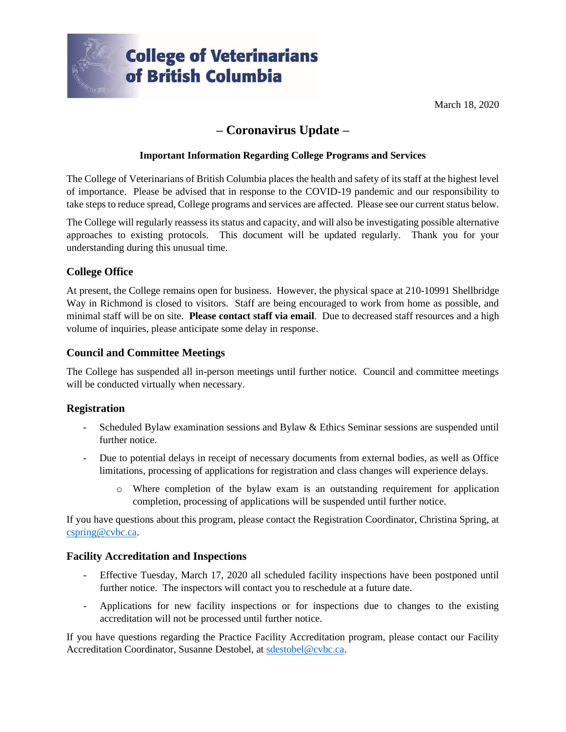**College of Veterinarians of British Columbia**

March 18, 2020

# – Coronavirus Update –

**Important Information Regarding College Programs and Services**

The College of Veterinarians of British Columbia places the health and safety of its staff at the highest level of importance. Please be advised that in response to the COVID-19 pandemic and our responsibility to take steps to reduce spread, College programs and services are affected. Please see our current status below.

The College will regularly reassess its status and capacity, and will also be investigating possible alternative approaches to existing protocols. This document will be updated regularly. Thank you for your understanding during this unusual time.

## College Office

At present, the College remains open for business. However, the physical space at 210-10991 Shellbridge Way in Richmond is closed to visitors. Staff are being encouraged to work from home as possible, and minimal staff will be on site. **Please contact staff via email**. Due to decreased staff resources and a high volume of inquiries, please anticipate some delay in response.

## Council and Committee Meetings

The College has suspended all in-person meetings until further notice. Council and committee meetings will be conducted virtually when necessary.

## Registration

- Scheduled Bylaw examination sessions and Bylaw & Ethics Seminar sessions are suspended until further notice.
- Due to potential delays in receipt of necessary documents from external bodies, as well as Office limitations, processing of applications for registration and class changes will experience delays.
    - Where completion of the bylaw exam is an outstanding requirement for application completion, processing of applications will be suspended until further notice.

If you have questions about this program, please contact the Registration Coordinator, Christina Spring, at cspring@cvbc.ca.

## Facility Accreditation and Inspections

- Effective Tuesday, March 17, 2020 all scheduled facility inspections have been postponed until further notice. The inspectors will contact you to reschedule at a future date.
- Applications for new facility inspections or for inspections due to changes to the existing accreditation will not be processed until further notice.

If you have questions regarding the Practice Facility Accreditation program, please contact our Facility Accreditation Coordinator, Susanne Destobel, at sdestobel@cvbc.ca.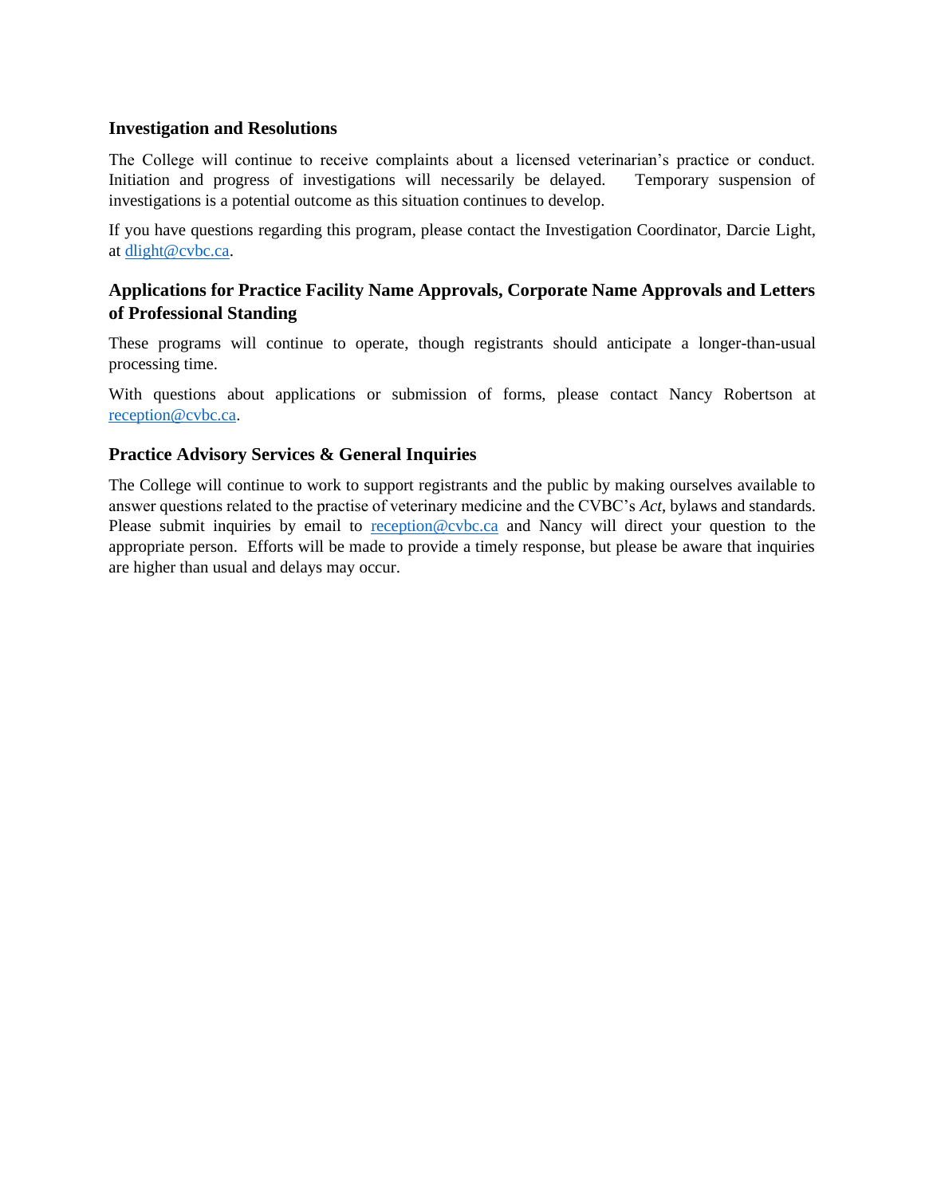### Investigation and Resolutions

The College will continue to receive complaints about a licensed veterinarian's practice or conduct. Initiation and progress of investigations will necessarily be delayed. Temporary suspension of investigations is a potential outcome as this situation continues to develop.

If you have questions regarding this program, please contact the Investigation Coordinator, Darcie Light, at [dlight@cvbc.ca](mailto:dlight@cvbc.ca).

### Applications for Practice Facility Name Approvals, Corporate Name Approvals and Letters of Professional Standing

These programs will continue to operate, though registrants should anticipate a longer-than-usual processing time.

With questions about applications or submission of forms, please contact Nancy Robertson at [reception@cvbc.ca](mailto:reception@cvbc.ca).

### Practice Advisory Services & General Inquiries

The College will continue to work to support registrants and the public by making ourselves available to answer questions related to the practise of veterinary medicine and the CVBC's *Act*, bylaws and standards. Please submit inquiries by email to [reception@cvbc.ca](mailto:reception@cvbc.ca) and Nancy will direct your question to the appropriate person. Efforts will be made to provide a timely response, but please be aware that inquiries are higher than usual and delays may occur.